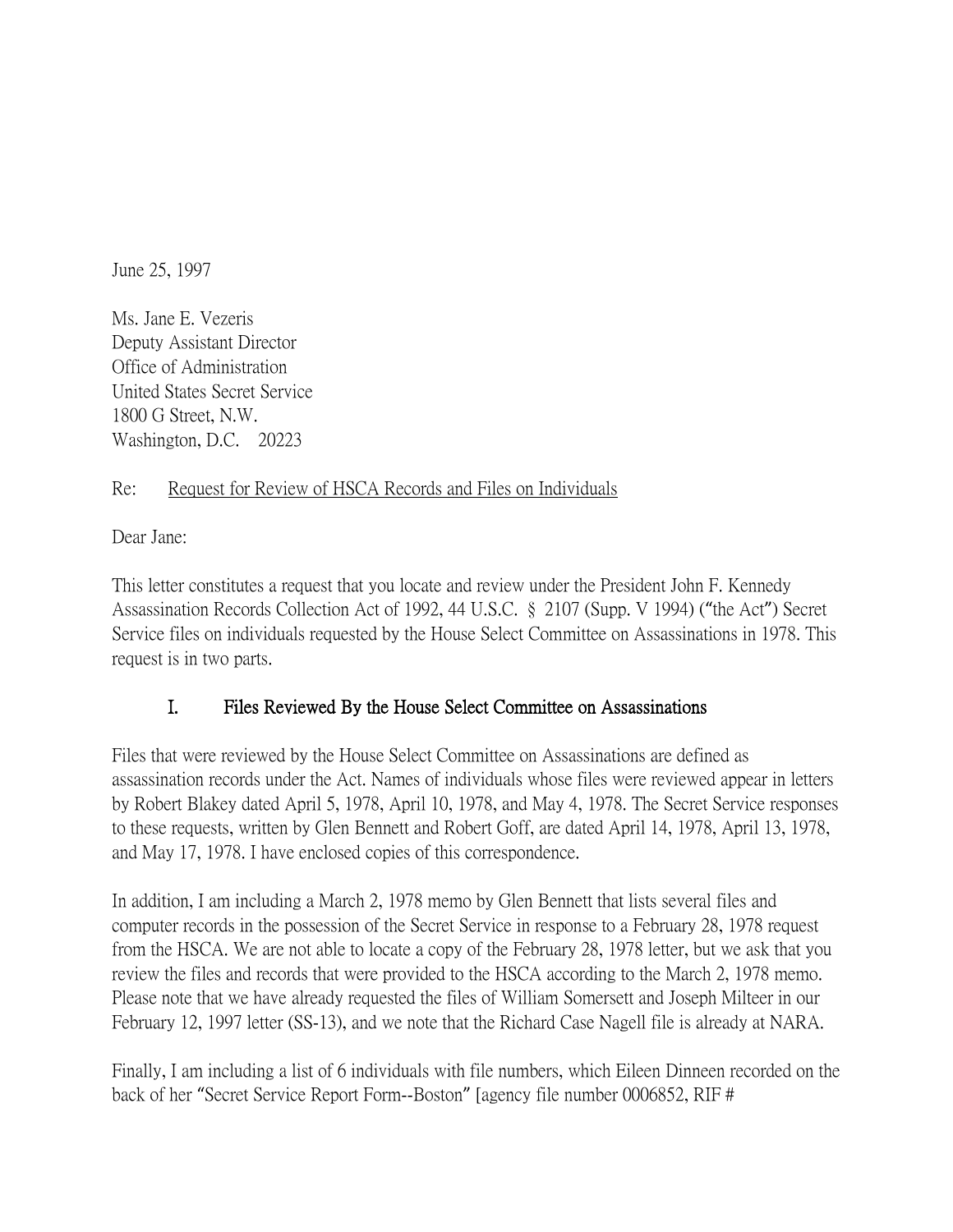June 25, 1997

Ms. Jane E. Vezeris
Deputy Assistant Director
Office of Administration
United States Secret Service
1800 G Street, N.W.
Washington, D.C.  20223

Re: Request for Review of HSCA Records and Files on Individuals

Dear Jane:

This letter constitutes a request that you locate and review under the President John F. Kennedy Assassination Records Collection Act of 1992, 44 U.S.C. § 2107 (Supp. V 1994) ("the Act") Secret Service files on individuals requested by the House Select Committee on Assassinations in 1978. This request is in two parts.

## I. Files Reviewed By the House Select Committee on Assassinations

Files that were reviewed by the House Select Committee on Assassinations are defined as assassination records under the Act. Names of individuals whose files were reviewed appear in letters by Robert Blakey dated April 5, 1978, April 10, 1978, and May 4, 1978. The Secret Service responses to these requests, written by Glen Bennett and Robert Goff, are dated April 14, 1978, April 13, 1978, and May 17, 1978. I have enclosed copies of this correspondence.

In addition, I am including a March 2, 1978 memo by Glen Bennett that lists several files and computer records in the possession of the Secret Service in response to a February 28, 1978 request from the HSCA. We are not able to locate a copy of the February 28, 1978 letter, but we ask that you review the files and records that were provided to the HSCA according to the March 2, 1978 memo. Please note that we have already requested the files of William Somersett and Joseph Milteer in our February 12, 1997 letter (SS-13), and we note that the Richard Case Nagell file is already at NARA.

Finally, I am including a list of 6 individuals with file numbers, which Eileen Dinneen recorded on the back of her "Secret Service Report Form--Boston" [agency file number 0006852, RIF #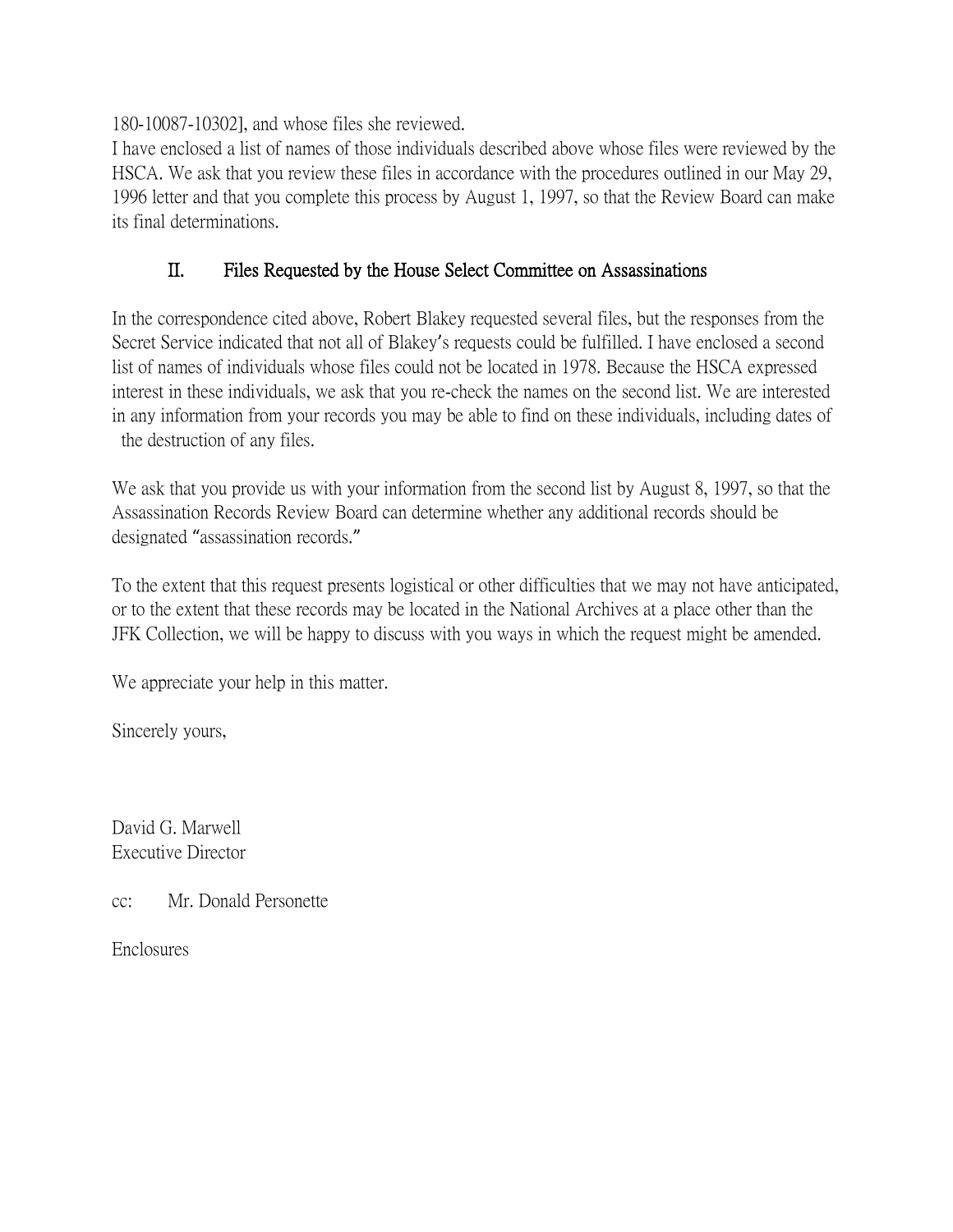180-10087-10302], and whose files she reviewed.

I have enclosed a list of names of those individuals described above whose files were reviewed by the HSCA. We ask that you review these files in accordance with the procedures outlined in our May 29, 1996 letter and that you complete this process by August 1, 1997, so that the Review Board can make its final determinations.

## II. Files Requested by the House Select Committee on Assassinations

In the correspondence cited above, Robert Blakey requested several files, but the responses from the Secret Service indicated that not all of Blakey's requests could be fulfilled. I have enclosed a second list of names of individuals whose files could not be located in 1978. Because the HSCA expressed interest in these individuals, we ask that you re-check the names on the second list. We are interested in any information from your records you may be able to find on these individuals, including dates of the destruction of any files.

We ask that you provide us with your information from the second list by August 8, 1997, so that the Assassination Records Review Board can determine whether any additional records should be designated "assassination records."

To the extent that this request presents logistical or other difficulties that we may not have anticipated, or to the extent that these records may be located in the National Archives at a place other than the JFK Collection, we will be happy to discuss with you ways in which the request might be amended.

We appreciate your help in this matter.

Sincerely yours,

David G. Marwell
Executive Director

cc: Mr. Donald Personette

Enclosures